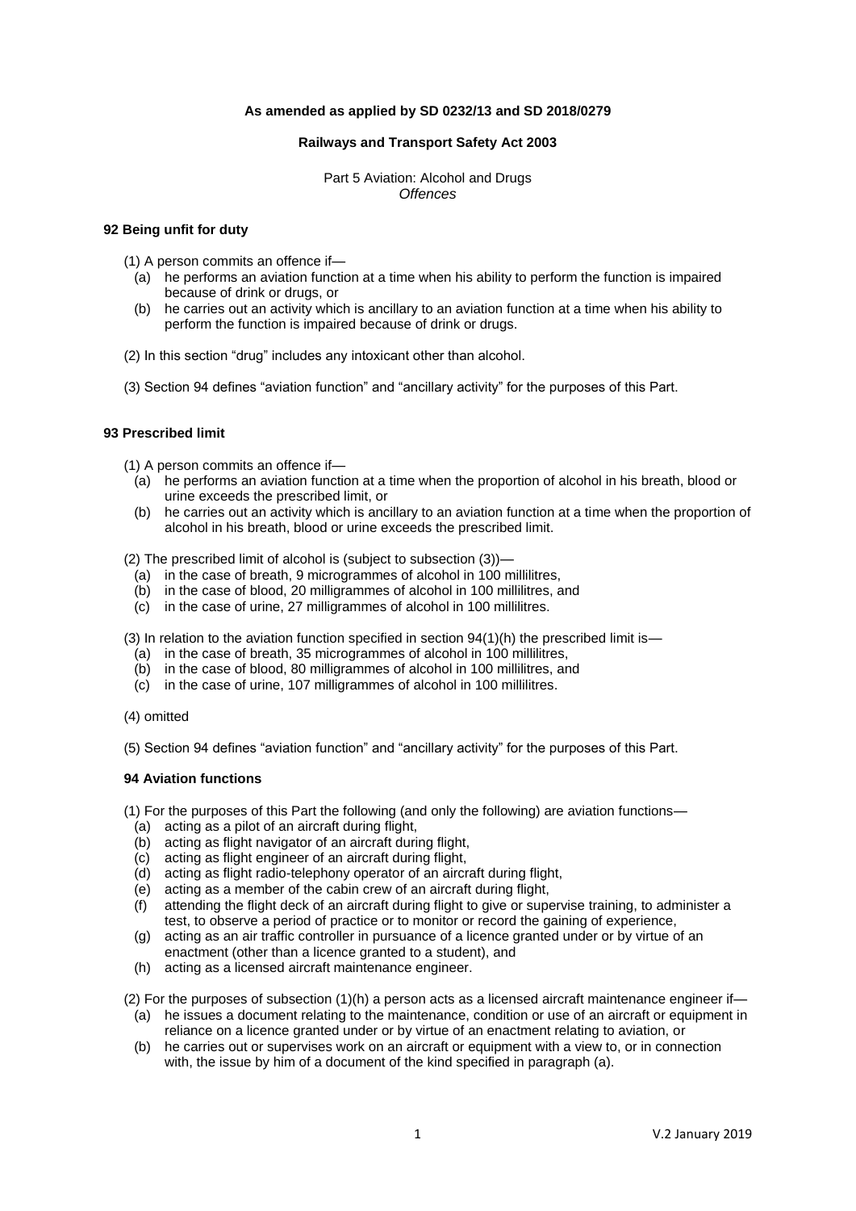**As amended as applied by SD 0232/13 and SD 2018/0279**

**Railways and Transport Safety Act 2003**

Part 5 Aviation: Alcohol and Drugs
*Offences*

### 92 Being unfit for duty

(1) A person commits an offence if—

- (a) he performs an aviation function at a time when his ability to perform the function is impaired because of drink or drugs, or
- (b) he carries out an activity which is ancillary to an aviation function at a time when his ability to perform the function is impaired because of drink or drugs.

(2) In this section "drug" includes any intoxicant other than alcohol.

(3) Section 94 defines "aviation function" and "ancillary activity" for the purposes of this Part.

### 93 Prescribed limit

(1) A person commits an offence if—

- (a) he performs an aviation function at a time when the proportion of alcohol in his breath, blood or urine exceeds the prescribed limit, or
- (b) he carries out an activity which is ancillary to an aviation function at a time when the proportion of alcohol in his breath, blood or urine exceeds the prescribed limit.

(2) The prescribed limit of alcohol is (subject to subsection (3))—

- (a) in the case of breath, 9 microgrammes of alcohol in 100 millilitres,
- (b) in the case of blood, 20 milligrammes of alcohol in 100 millilitres, and
- (c) in the case of urine, 27 milligrammes of alcohol in 100 millilitres.

(3) In relation to the aviation function specified in section 94(1)(h) the prescribed limit is—

- (a) in the case of breath, 35 microgrammes of alcohol in 100 millilitres,
- (b) in the case of blood, 80 milligrammes of alcohol in 100 millilitres, and
- (c) in the case of urine, 107 milligrammes of alcohol in 100 millilitres.

(4) omitted

(5) Section 94 defines "aviation function" and "ancillary activity" for the purposes of this Part.

### 94 Aviation functions

(1) For the purposes of this Part the following (and only the following) are aviation functions—

- (a) acting as a pilot of an aircraft during flight,
- (b) acting as flight navigator of an aircraft during flight,
- (c) acting as flight engineer of an aircraft during flight,
- (d) acting as flight radio-telephony operator of an aircraft during flight,
- (e) acting as a member of the cabin crew of an aircraft during flight,
- (f) attending the flight deck of an aircraft during flight to give or supervise training, to administer a test, to observe a period of practice or to monitor or record the gaining of experience,
- (g) acting as an air traffic controller in pursuance of a licence granted under or by virtue of an enactment (other than a licence granted to a student), and
- (h) acting as a licensed aircraft maintenance engineer.

(2) For the purposes of subsection (1)(h) a person acts as a licensed aircraft maintenance engineer if—

- (a) he issues a document relating to the maintenance, condition or use of an aircraft or equipment in reliance on a licence granted under or by virtue of an enactment relating to aviation, or
- (b) he carries out or supervises work on an aircraft or equipment with a view to, or in connection with, the issue by him of a document of the kind specified in paragraph (a).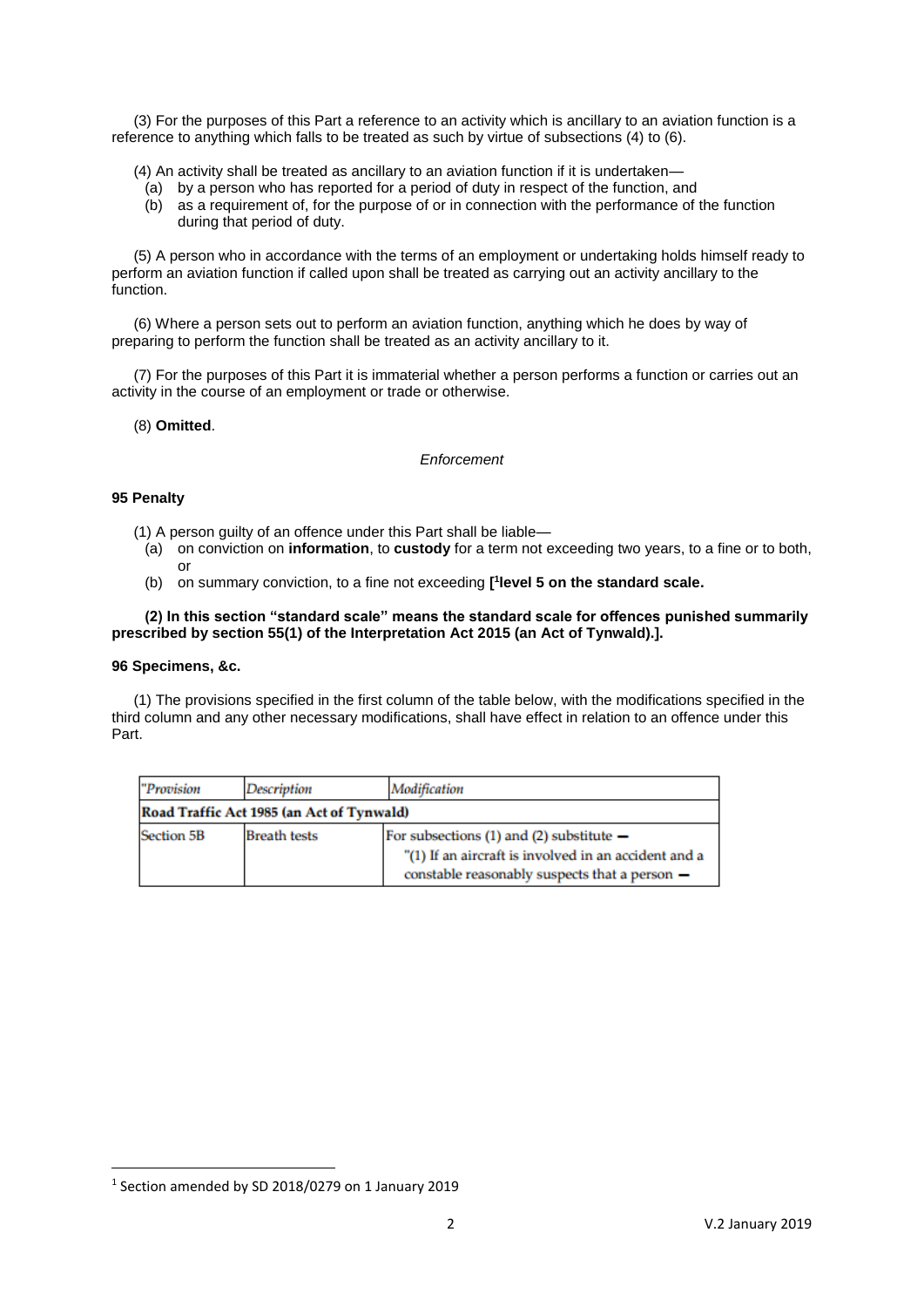(3) For the purposes of this Part a reference to an activity which is ancillary to an aviation function is a reference to anything which falls to be treated as such by virtue of subsections (4) to (6).

(4) An activity shall be treated as ancillary to an aviation function if it is undertaken—

- (a) by a person who has reported for a period of duty in respect of the function, and
- (b) as a requirement of, for the purpose of or in connection with the performance of the function during that period of duty.

(5) A person who in accordance with the terms of an employment or undertaking holds himself ready to perform an aviation function if called upon shall be treated as carrying out an activity ancillary to the function.

(6) Where a person sets out to perform an aviation function, anything which he does by way of preparing to perform the function shall be treated as an activity ancillary to it.

(7) For the purposes of this Part it is immaterial whether a person performs a function or carries out an activity in the course of an employment or trade or otherwise.

(8) **Omitted**.

*Enforcement*

**95 Penalty**

(1) A person guilty of an offence under this Part shall be liable—

- (a) on conviction on **information**, to **custody** for a term not exceeding two years, to a fine or to both, or
- (b) on summary conviction, to a fine not exceeding **[[1]level 5 on the standard scale.**

**(2) In this section "standard scale" means the standard scale for offences punished summarily prescribed by section 55(1) of the Interpretation Act 2015 (an Act of Tynwald).].**

**96 Specimens, &c.**

(1) The provisions specified in the first column of the table below, with the modifications specified in the third column and any other necessary modifications, shall have effect in relation to an offence under this Part.

| "*Provision* | *Description* | *Modification* |
| --- | --- | --- |
| **Road Traffic Act 1985 (an Act of Tynwald)** | | |
| Section 5B | Breath tests | For subsections (1) and (2) substitute — "(1) If an aircraft is involved in an accident and a constable reasonably suspects that a person — |

[1] Section amended by SD 2018/0279 on 1 January 2019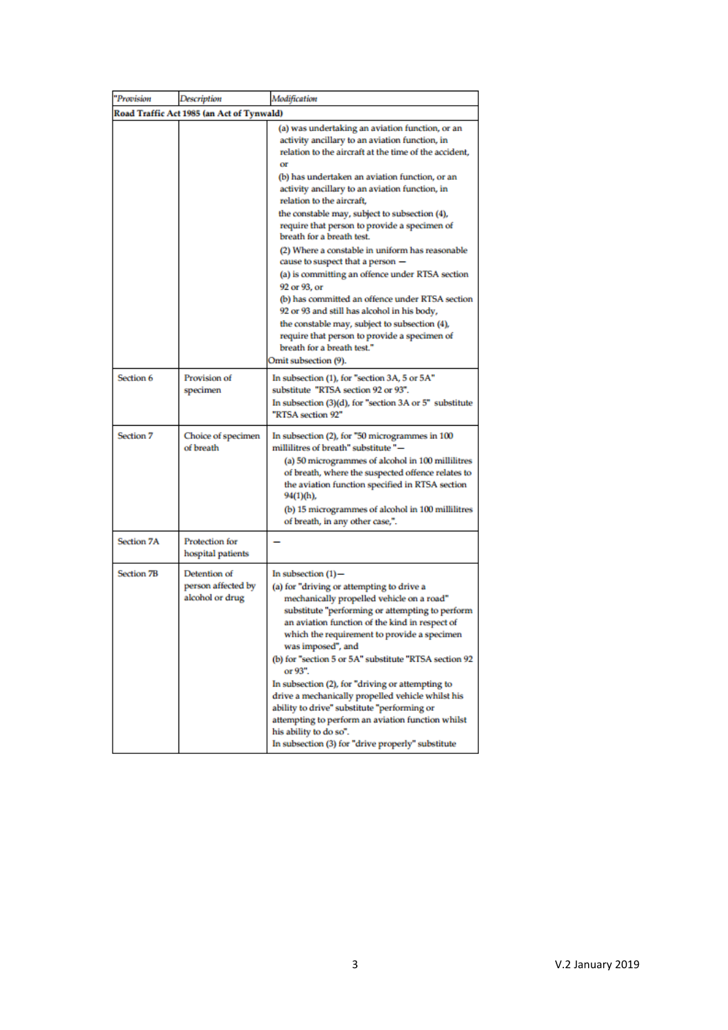| "*Provision* | *Description* | *Modification* |
|---|---|---|
| **Road Traffic Act 1985 (an Act of Tynwald)** | | |
| | | (a) was undertaking an aviation function, or an activity ancillary to an aviation function, in relation to the aircraft at the time of the accident, or<br>(b) has undertaken an aviation function, or an activity ancillary to an aviation function, in relation to the aircraft,<br>the constable may, subject to subsection (4), require that person to provide a specimen of breath for a breath test.<br>(2) Where a constable in uniform has reasonable cause to suspect that a person —<br>(a) is committing an offence under RTSA section 92 or 93, or<br>(b) has committed an offence under RTSA section 92 or 93 and still has alcohol in his body,<br>the constable may, subject to subsection (4), require that person to provide a specimen of breath for a breath test."<br>Omit subsection (9). |
| Section 6 | Provision of specimen | In subsection (1), for "section 3A, 5 or 5A" substitute "RTSA section 92 or 93".<br>In subsection (3)(d), for "section 3A or 5" substitute "RTSA section 92" |
| Section 7 | Choice of specimen of breath | In subsection (2), for "50 microgrammes in 100 millilitres of breath" substitute "—<br>(a) 50 microgrammes of alcohol in 100 millilitres of breath, where the suspected offence relates to the aviation function specified in RTSA section 94(1)(h),<br>(b) 15 microgrammes of alcohol in 100 millilitres of breath, in any other case,". |
| Section 7A | Protection for hospital patients | — |
| Section 7B | Detention of person affected by alcohol or drug | In subsection (1)—<br>(a) for "driving or attempting to drive a mechanically propelled vehicle on a road" substitute "performing or attempting to perform an aviation function of the kind in respect of which the requirement to provide a specimen was imposed", and<br>(b) for "section 5 or 5A" substitute "RTSA section 92 or 93".<br>In subsection (2), for "driving or attempting to drive a mechanically propelled vehicle whilst his ability to drive" substitute "performing or attempting to perform an aviation function whilst his ability to do so".<br>In subsection (3) for "drive properly" substitute |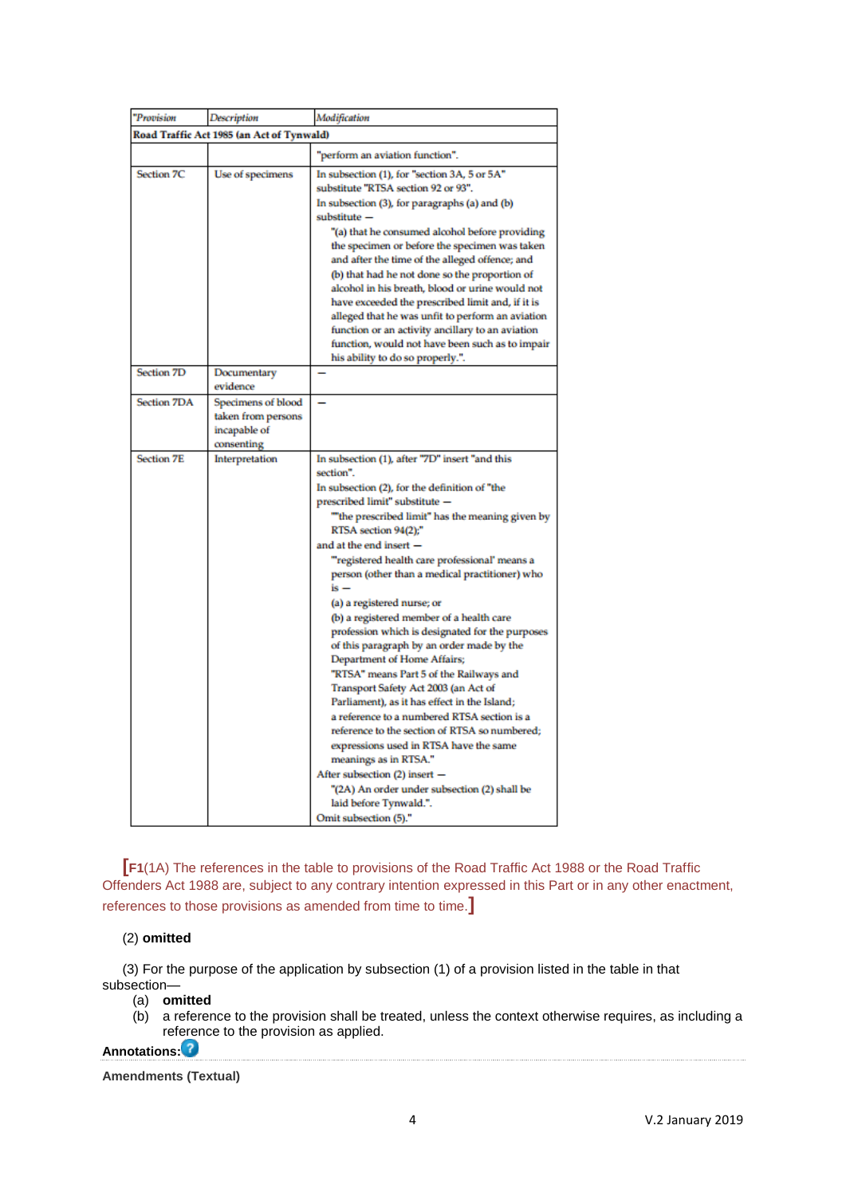| "*Provision* | *Description* | *Modification* |
|---|---|---|
| **Road Traffic Act 1985 (an Act of Tynwald)** | | |
| | | "perform an aviation function". |
| Section 7C | Use of specimens | In subsection (1), for "section 3A, 5 or 5A" substitute "RTSA section 92 or 93". In subsection (3), for paragraphs (a) and (b) substitute — "(a) that he consumed alcohol before providing the specimen or before the specimen was taken and after the time of the alleged offence; and (b) that had he not done so the proportion of alcohol in his breath, blood or urine would not have exceeded the prescribed limit and, if it is alleged that he was unfit to perform an aviation function or an activity ancillary to an aviation function, would not have been such as to impair his ability to do so properly.". |
| Section 7D | Documentary evidence | — |
| Section 7DA | Specimens of blood taken from persons incapable of consenting | — |
| Section 7E | Interpretation | In subsection (1), after "7D" insert "and this section". In subsection (2), for the definition of "the prescribed limit" substitute — ""the prescribed limit" has the meaning given by RTSA section 94(2);" and at the end insert — "'registered health care professional' means a person (other than a medical practitioner) who is — (a) a registered nurse; or (b) a registered member of a health care profession which is designated for the purposes of this paragraph by an order made by the Department of Home Affairs; "RTSA" means Part 5 of the Railways and Transport Safety Act 2003 (an Act of Parliament), as it has effect in the Island; a reference to a numbered RTSA section is a reference to the section of RTSA so numbered; expressions used in RTSA have the same meanings as in RTSA." After subsection (2) insert — "(2A) An order under subsection (2) shall be laid before Tynwald.". Omit subsection (5)." |

[**F1**(1A) The references in the table to provisions of the Road Traffic Act 1988 or the Road Traffic Offenders Act 1988 are, subject to any contrary intention expressed in this Part or in any other enactment, references to those provisions as amended from time to time.]

(2) **omitted**

(3) For the purpose of the application by subsection (1) of a provision listed in the table in that subsection—

(a) **omitted**

(b) a reference to the provision shall be treated, unless the context otherwise requires, as including a reference to the provision as applied.

**Annotations:**

**Amendments (Textual)**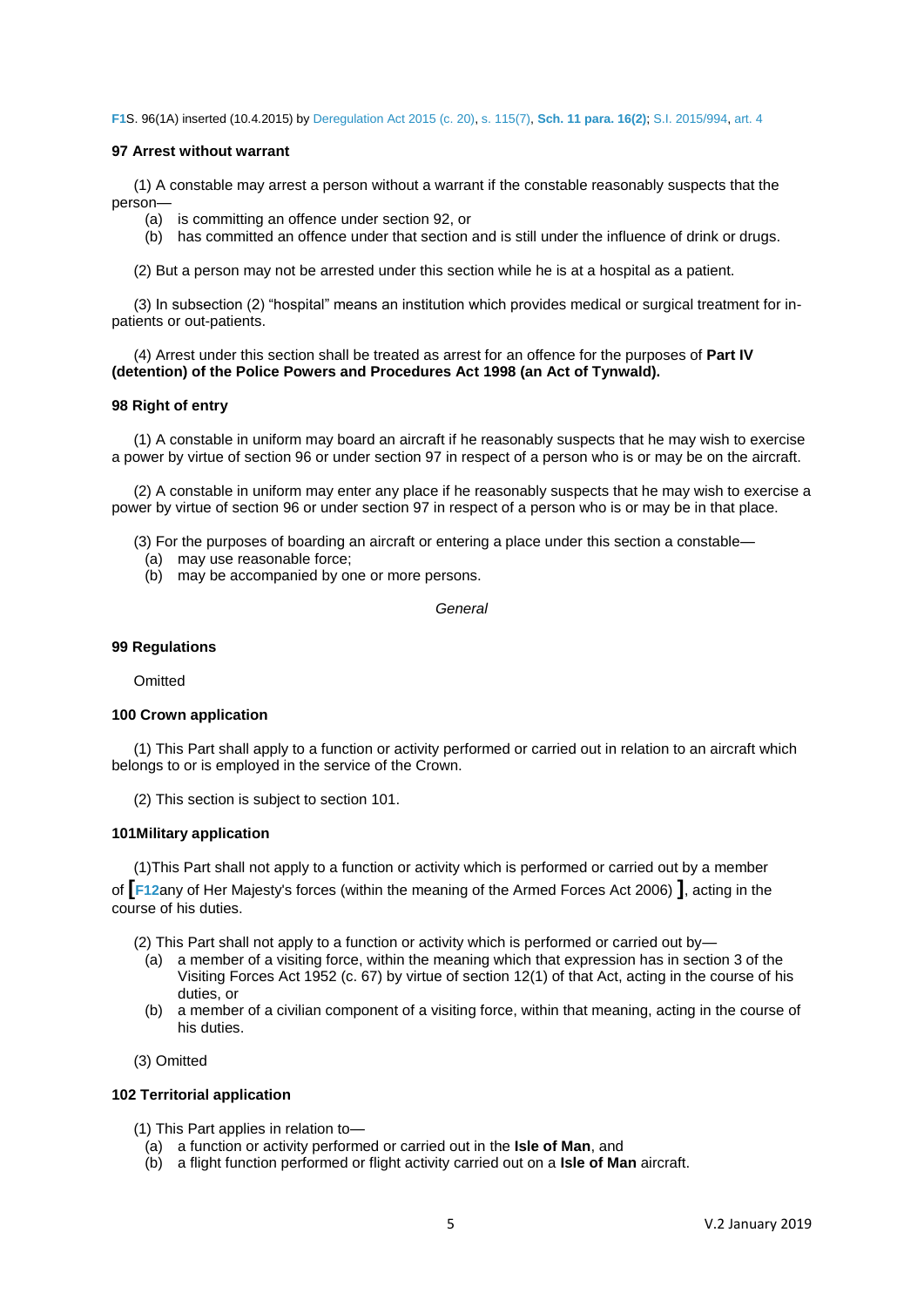F1S. 96(1A) inserted (10.4.2015) by Deregulation Act 2015 (c. 20), s. 115(7), **Sch. 11 para. 16(2)**; S.I. 2015/994, art. 4

### 97 Arrest without warrant

(1) A constable may arrest a person without a warrant if the constable reasonably suspects that the person—

- (a) is committing an offence under section 92, or
- (b) has committed an offence under that section and is still under the influence of drink or drugs.

(2) But a person may not be arrested under this section while he is at a hospital as a patient.

(3) In subsection (2) "hospital" means an institution which provides medical or surgical treatment for in-patients or out-patients.

(4) Arrest under this section shall be treated as arrest for an offence for the purposes of **Part IV (detention) of the Police Powers and Procedures Act 1998 (an Act of Tynwald).**

### 98 Right of entry

(1) A constable in uniform may board an aircraft if he reasonably suspects that he may wish to exercise a power by virtue of section 96 or under section 97 in respect of a person who is or may be on the aircraft.

(2) A constable in uniform may enter any place if he reasonably suspects that he may wish to exercise a power by virtue of section 96 or under section 97 in respect of a person who is or may be in that place.

(3) For the purposes of boarding an aircraft or entering a place under this section a constable—

- (a) may use reasonable force;
- (b) may be accompanied by one or more persons.

*General*

### 99 Regulations

Omitted

### 100 Crown application

(1) This Part shall apply to a function or activity performed or carried out in relation to an aircraft which belongs to or is employed in the service of the Crown.

(2) This section is subject to section 101.

### 101Military application

(1)This Part shall not apply to a function or activity which is performed or carried out by a member of **[**F12any of Her Majesty's forces (within the meaning of the Armed Forces Act 2006) **]**, acting in the course of his duties.

(2) This Part shall not apply to a function or activity which is performed or carried out by—

- (a) a member of a visiting force, within the meaning which that expression has in section 3 of the Visiting Forces Act 1952 (c. 67) by virtue of section 12(1) of that Act, acting in the course of his duties, or
- (b) a member of a civilian component of a visiting force, within that meaning, acting in the course of his duties.

(3) Omitted

### 102 Territorial application

(1) This Part applies in relation to—

- (a) a function or activity performed or carried out in the **Isle of Man**, and
- (b) a flight function performed or flight activity carried out on a **Isle of Man** aircraft.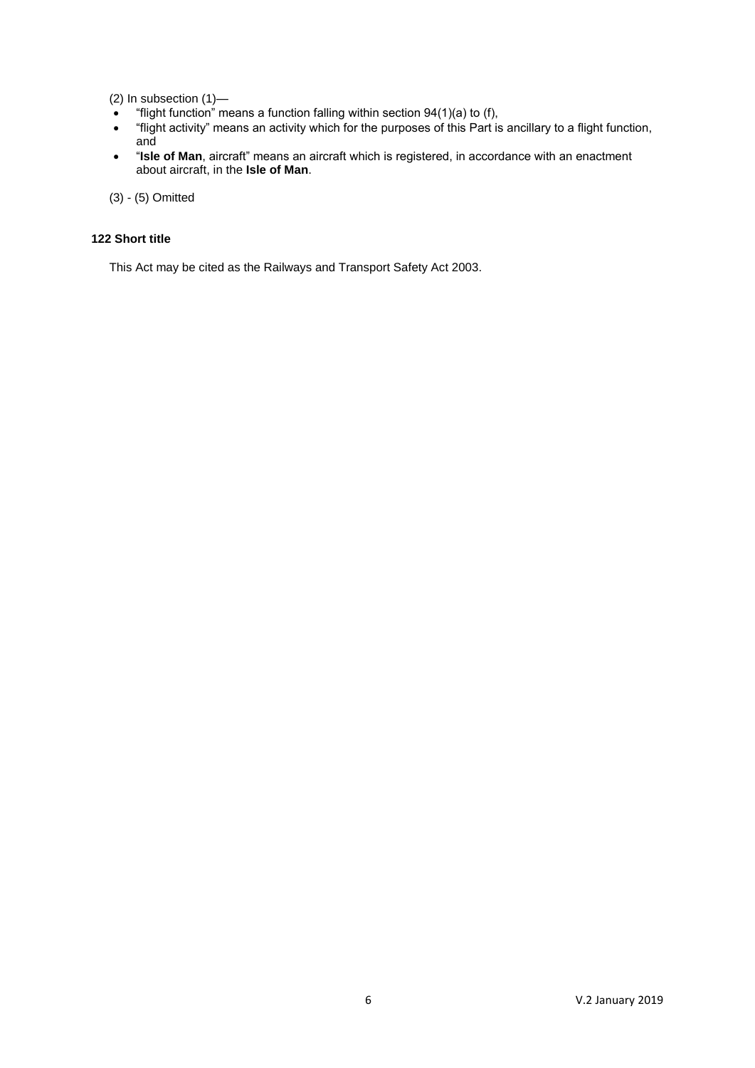(2) In subsection (1)—

- "flight function" means a function falling within section 94(1)(a) to (f),
- "flight activity" means an activity which for the purposes of this Part is ancillary to a flight function, and
- "**Isle of Man**, aircraft" means an aircraft which is registered, in accordance with an enactment about aircraft, in the **Isle of Man**.

(3) - (5) Omitted

**122 Short title**

This Act may be cited as the Railways and Transport Safety Act 2003.